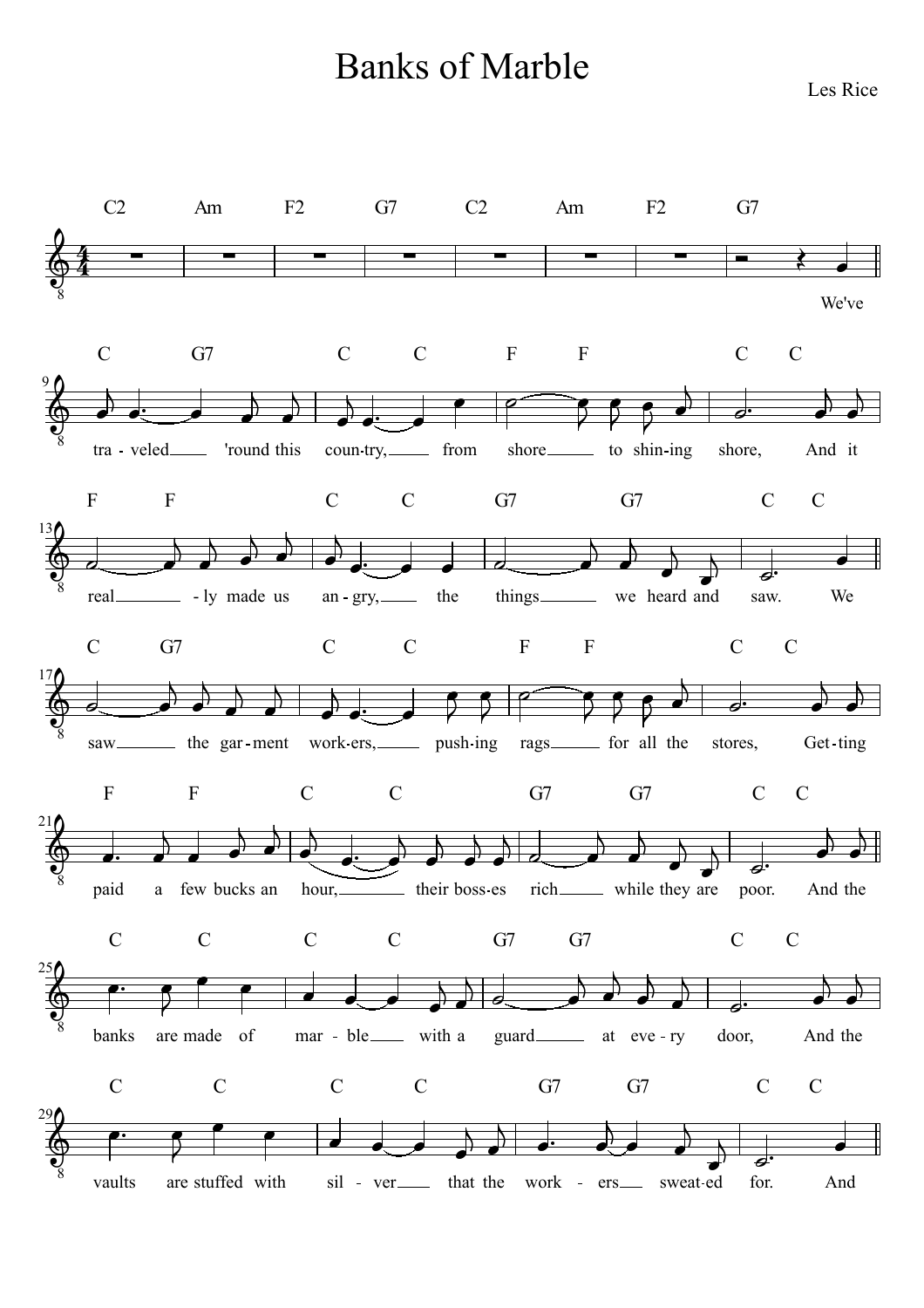# Banks of Marble

Les Rice

C2 Am F2 G7 C2 Am F2 G7

We've

C G7 C C F F C C

tra - veled 'round this coun-try, from shore to shin-ing shore, And it

F F C C G7 G7 C C

real - ly made us an - gry, the things we heard and saw. We

C G7 C C F F C C

saw the gar - ment work-ers, push-ing rags for all the stores, Get-ting

F F C C G7 G7 C C

paid a few bucks an hour, their boss-es rich while they are poor. And the

C C C C G7 G7 C C

banks are made of mar - ble with a guard at eve - ry door, And the

C C C C G7 G7 C C

vaults are stuffed with sil - ver that the work - ers sweat-ed for. And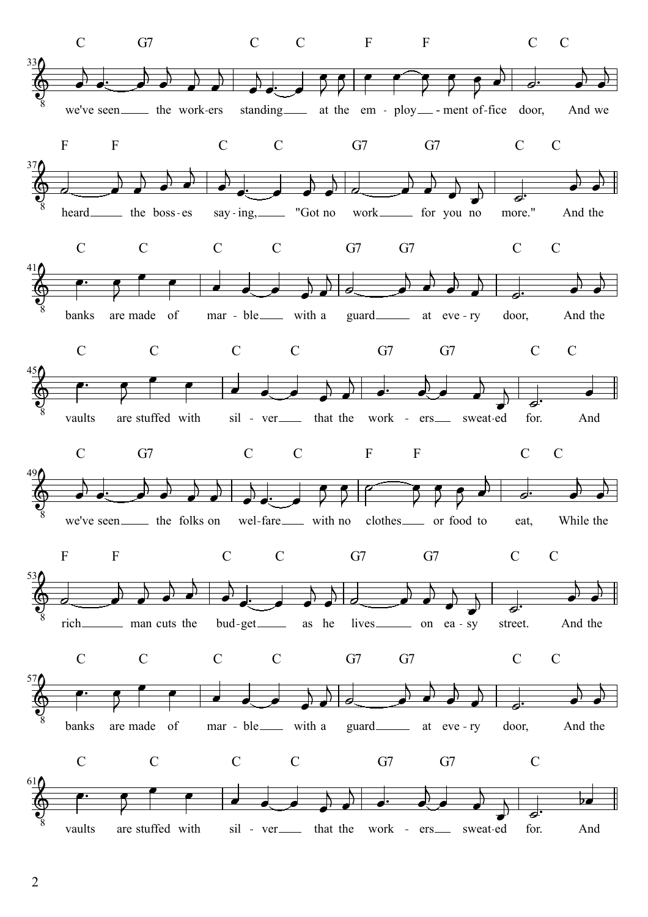C G7 C C F F C C

we've seen the work-ers standing at the em-ploy-ment of-fice door, And we

F F C C G7 G7 C C

heard the boss-es say-ing, "Got no work for you no more." And the

C C C C G7 G7 C C

banks are made of mar-ble with a guard at eve-ry door, And the

C C C C G7 G7 C C

vaults are stuffed with sil-ver that the work-ers sweat-ed for. And

C G7 C C F F C C

we've seen the folks on wel-fare with no clothes or food to eat, While the

F F C C G7 G7 C C

rich man cuts the bud-get as he lives on ea-sy street. And the

C C C C G7 G7 C C

banks are made of mar-ble with a guard at eve-ry door, And the

C C C C G7 G7 C

vaults are stuffed with sil-ver that the work-ers sweat-ed for. And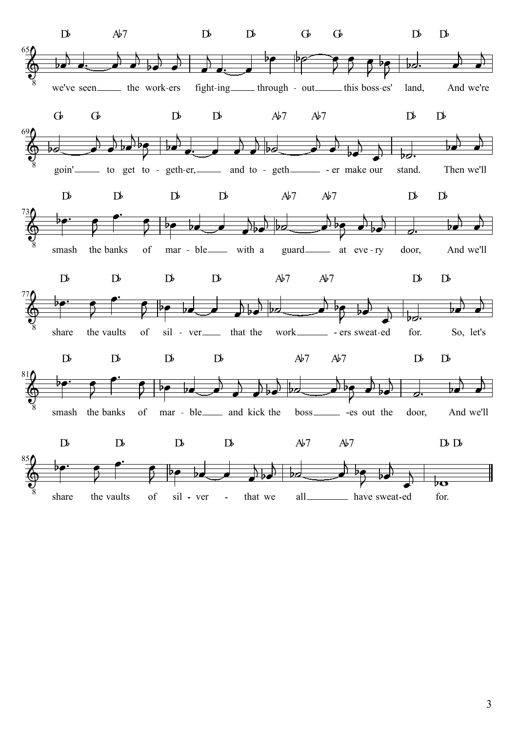we've seen the work-ers fight-ing through-out this boss-es' land, And we're

goin' to get to-geth-er, and to-geth-er make our stand. Then we'll

smash the banks of mar-ble with a guard at eve-ry door, And we'll

share the vaults of sil-ver that the work-ers sweat-ed for. So, let's

smash the banks of mar-ble and kick the boss-es out the door, And we'll

share the vaults of sil-ver - that we all have sweat-ed for.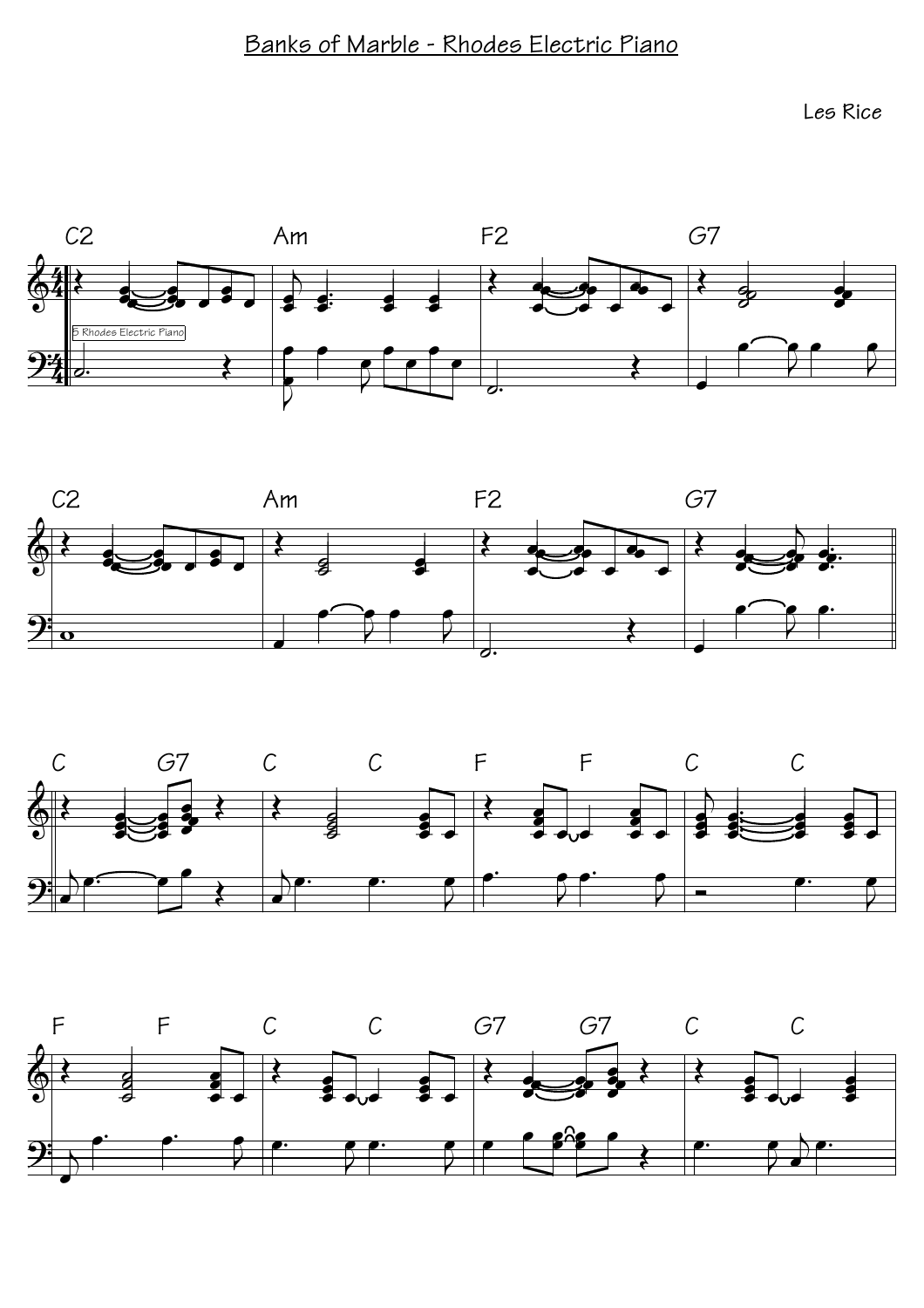# Banks of Marble - Rhodes Electric Piano

Les Rice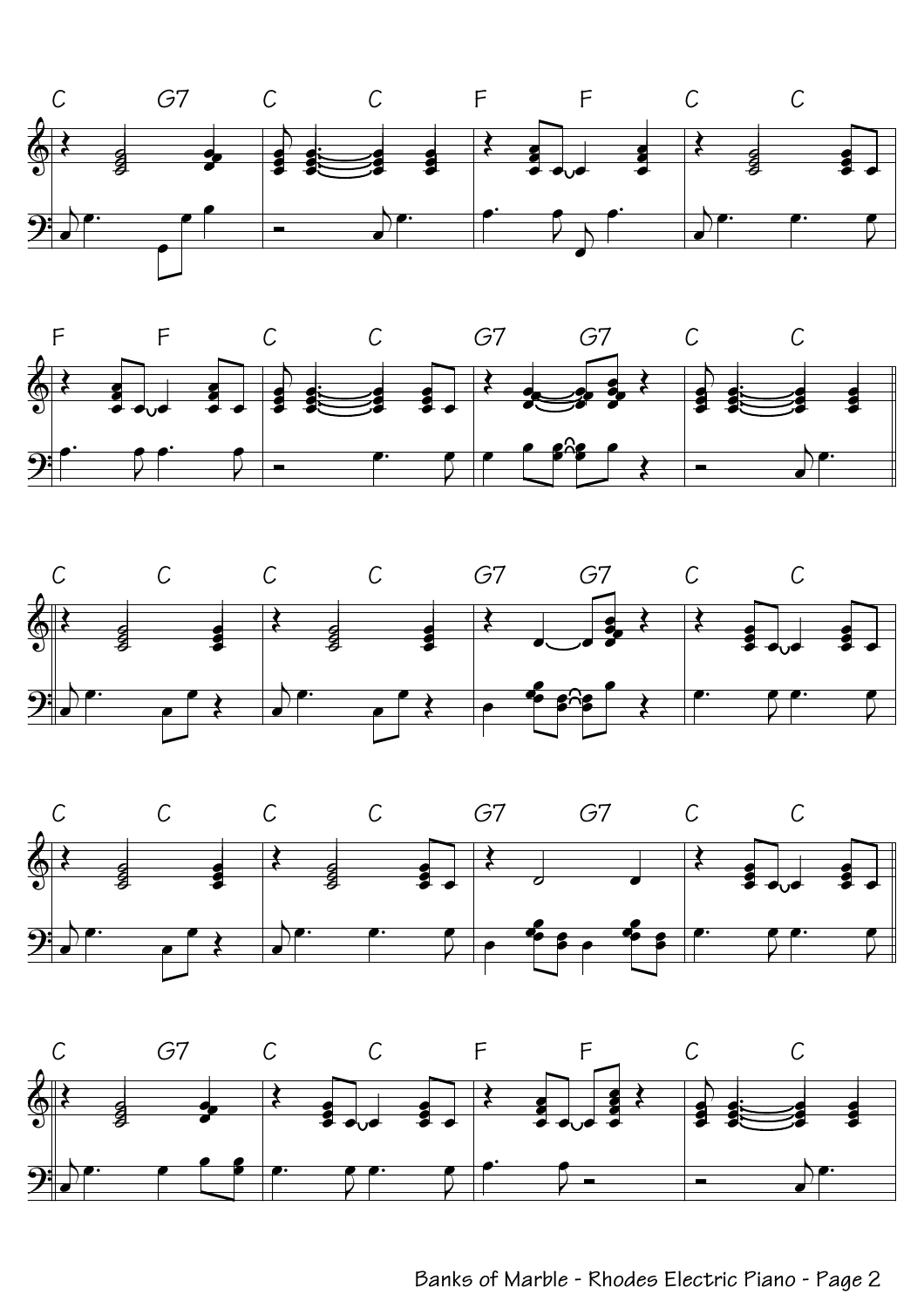C G7 C C F F C C

F F C C G7 G7 C C

C C C C G7 G7 C C

C C C C G7 G7 C C

C G7 C C F F C C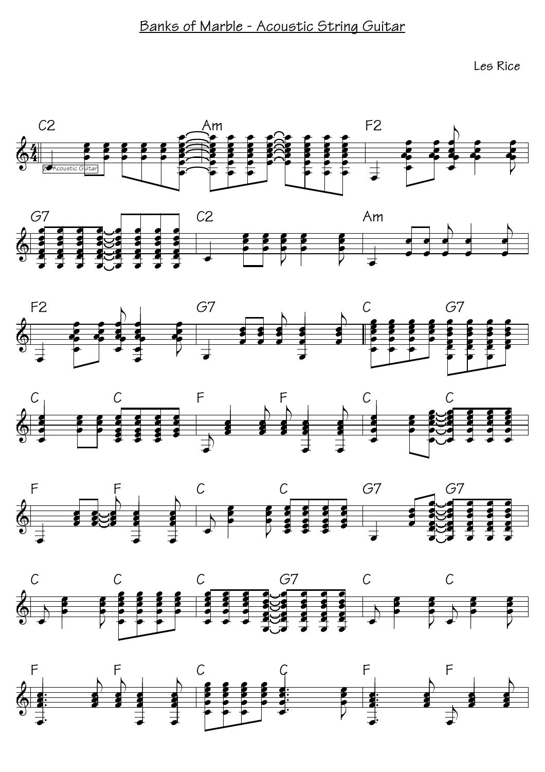# Banks of Marble - Acoustic String Guitar

Les Rice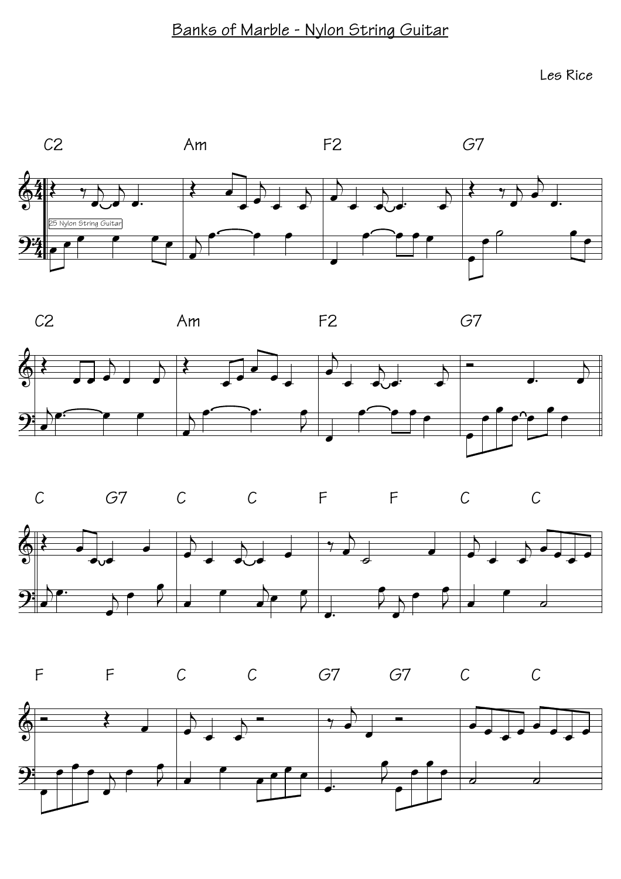# Banks of Marble - Nylon String Guitar

Les Rice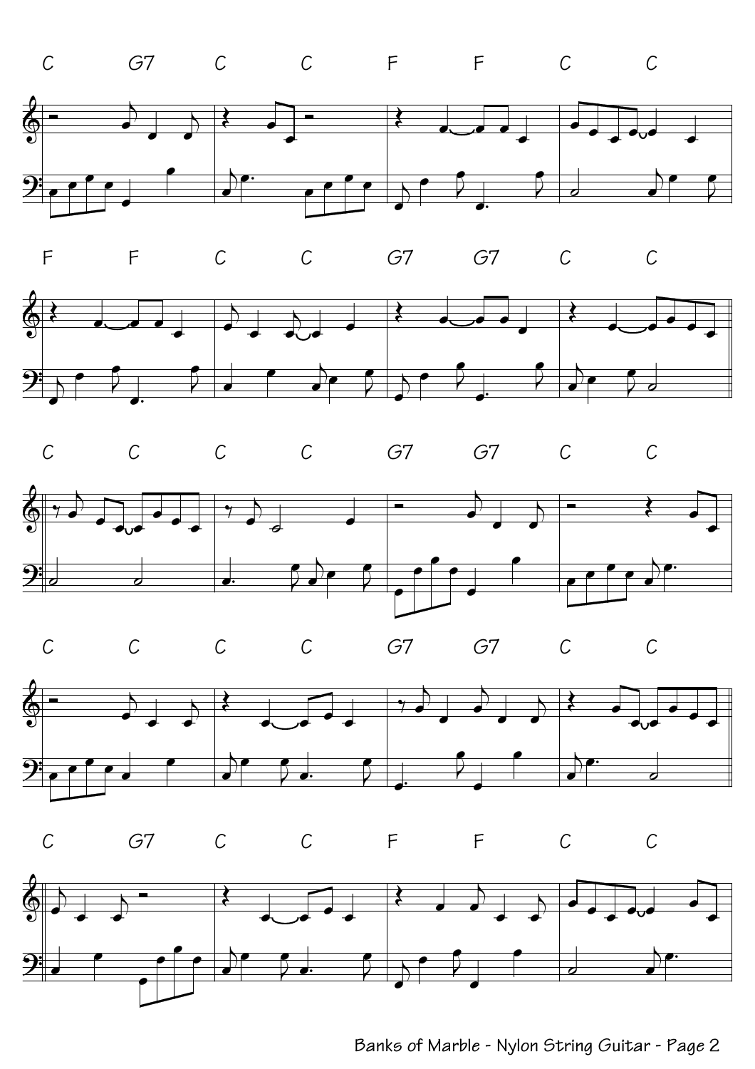C G7 C C F F C C

F F C C G7 G7 C C

C C C C G7 G7 C C

C C C C G7 G7 C C

C G7 C C F F C C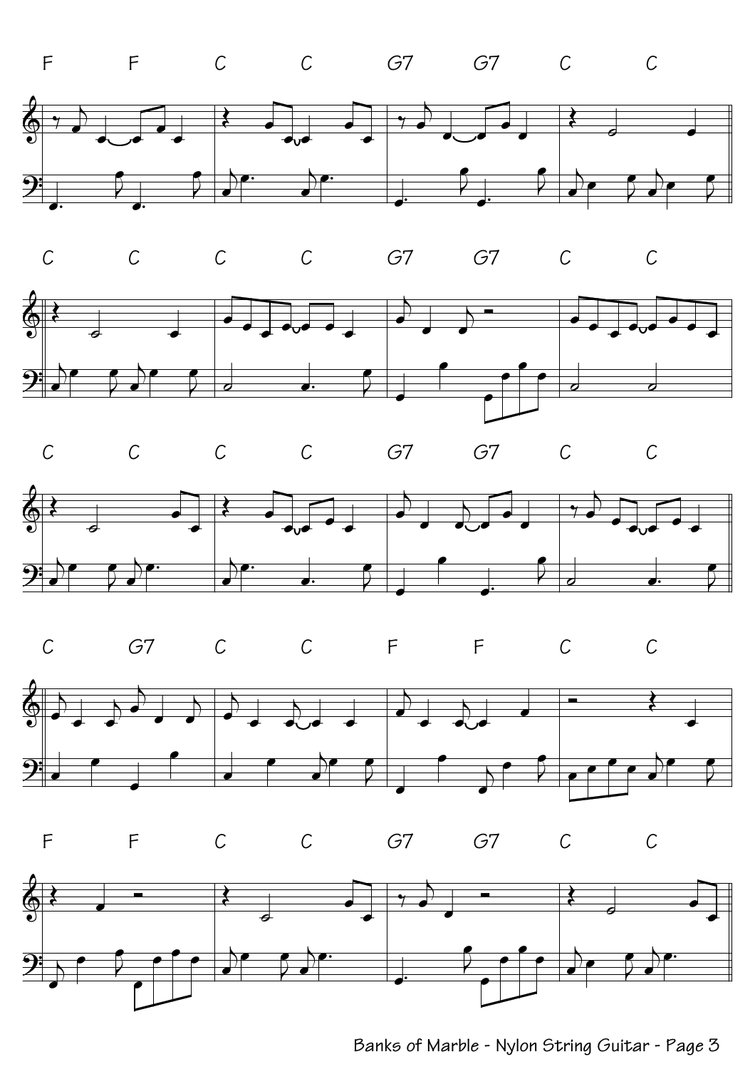F F C C G7 G7 C C

C C C C G7 G7 C C

C C C C G7 G7 C C

C G7 C C F F C C

F F C C G7 G7 C C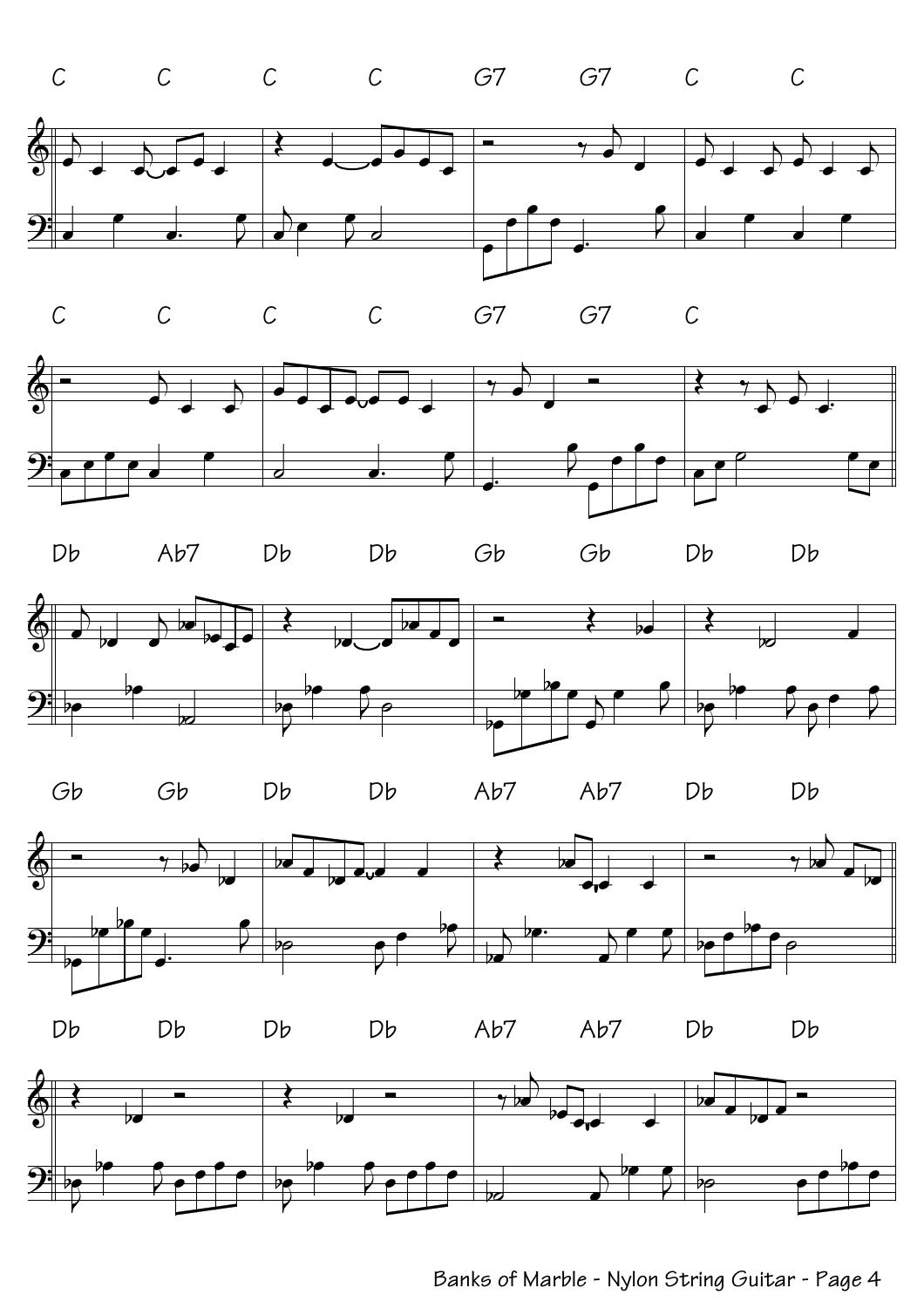C C C C G7 G7 C C

C C C C G7 G7 C

Db Ab7 Db Db Gb Gb Db Db

Gb Gb Db Db Ab7 Ab7 Db Db

Db Db Db Db Ab7 Ab7 Db Db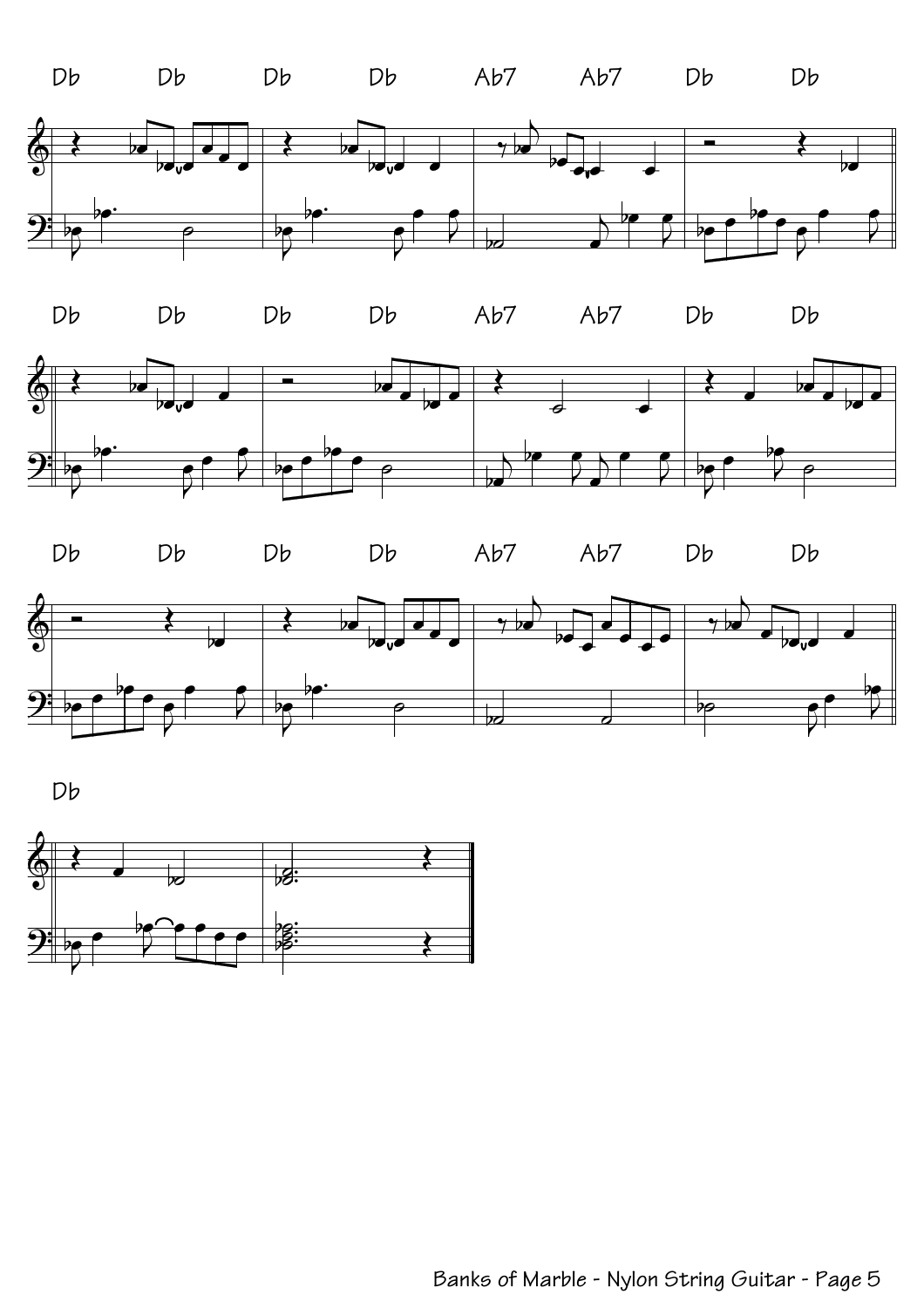Db Db Db Db Ab7 Ab7 Db Db

Db Db Db Db Ab7 Ab7 Db Db

Db Db Db Db Ab7 Ab7 Db Db

Db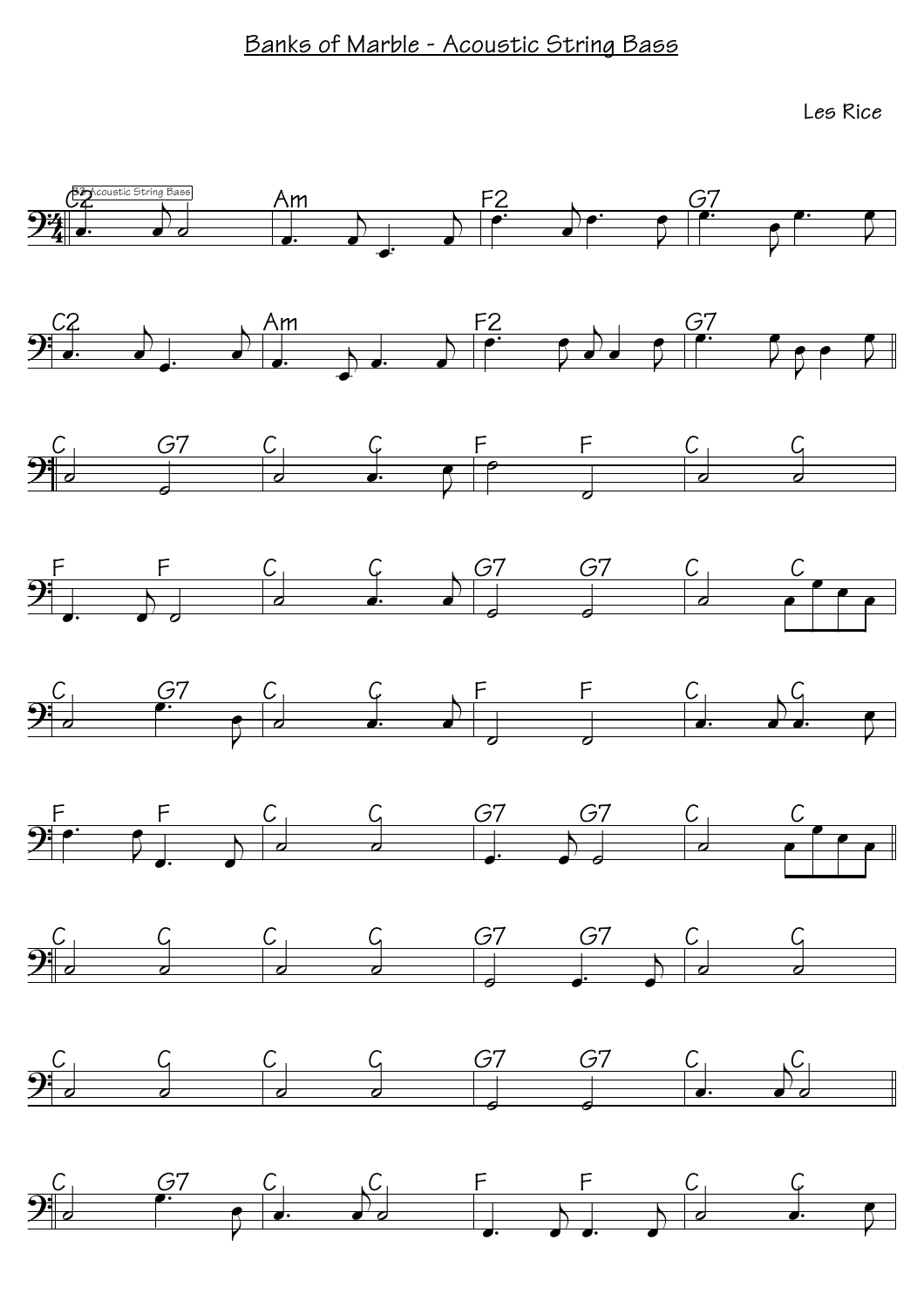# Banks of Marble - Acoustic String Bass

Les Rice